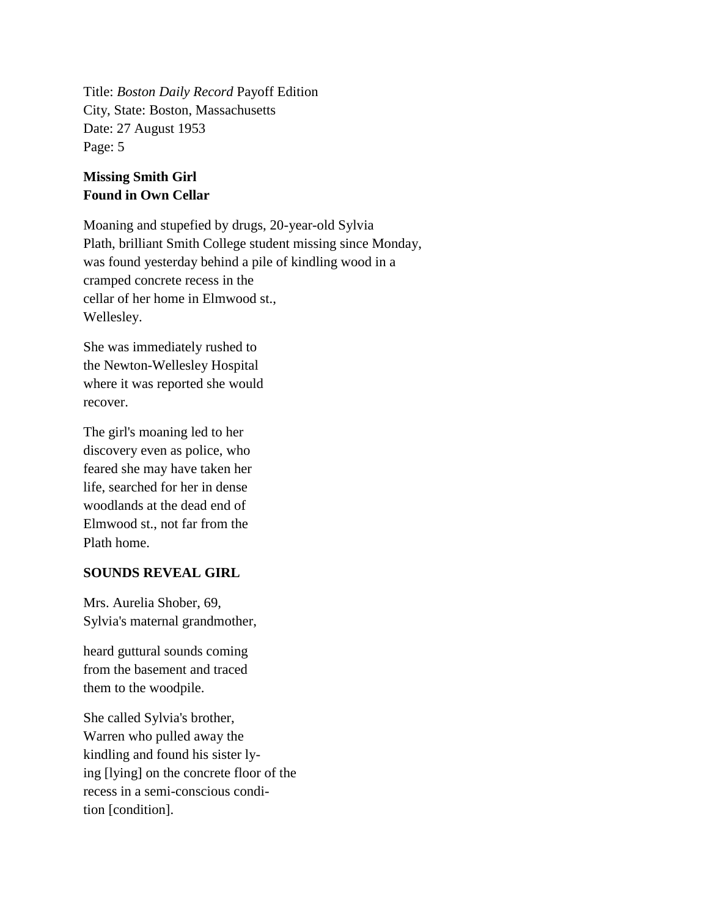Title: *Boston Daily Record* Payoff Edition
City, State: Boston, Massachusetts
Date: 27 August 1953
Page: 5

**Missing Smith Girl**
**Found in Own Cellar**

Moaning and stupefied by drugs, 20-year-old Sylvia Plath, brilliant Smith College student missing since Monday, was found yesterday behind a pile of kindling wood in a cramped concrete recess in the cellar of her home in Elmwood st., Wellesley.

She was immediately rushed to the Newton-Wellesley Hospital where it was reported she would recover.

The girl's moaning led to her discovery even as police, who feared she may have taken her life, searched for her in dense woodlands at the dead end of Elmwood st., not far from the Plath home.

**SOUNDS REVEAL GIRL**

Mrs. Aurelia Shober, 69, Sylvia's maternal grandmother,

heard guttural sounds coming from the basement and traced them to the woodpile.

She called Sylvia's brother, Warren who pulled away the kindling and found his sister ly-ing [lying] on the concrete floor of the recess in a semi-conscious condi-tion [condition].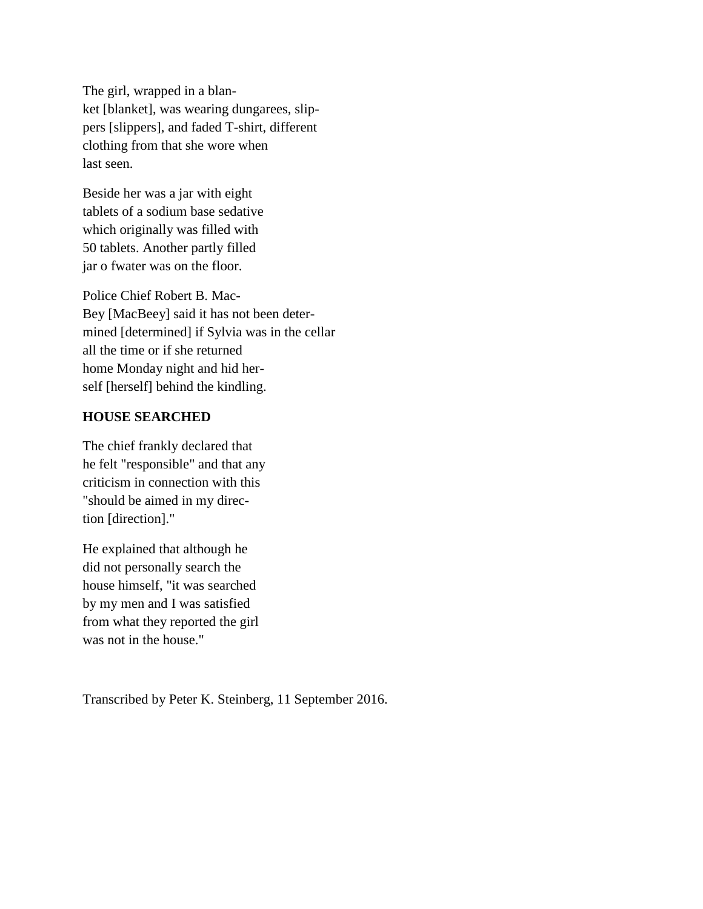The girl, wrapped in a blan-
ket [blanket], was wearing dungarees, slip-
pers [slippers], and faded T-shirt, different
clothing from that she wore when
last seen.

Beside her was a jar with eight
tablets of a sodium base sedative
which originally was filled with
50 tablets. Another partly filled
jar o fwater was on the floor.

Police Chief Robert B. Mac-
Bey [MacBeey] said it has not been deter-
mined [determined] if Sylvia was in the cellar
all the time or if she returned
home Monday night and hid her-
self [herself] behind the kindling.

**HOUSE SEARCHED**

The chief frankly declared that
he felt "responsible" and that any
criticism in connection with this
"should be aimed in my direc-
tion [direction]."

He explained that although he
did not personally search the
house himself, "it was searched
by my men and I was satisfied
from what they reported the girl
was not in the house."

Transcribed by Peter K. Steinberg, 11 September 2016.